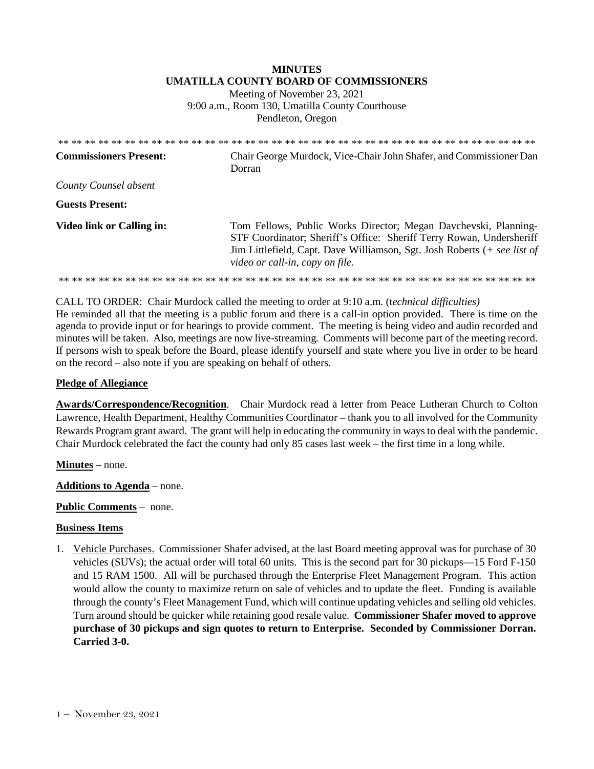**MINUTES**
**UMATILLA COUNTY BOARD OF COMMISSIONERS**
Meeting of November 23, 2021
9:00 a.m., Room 130, Umatilla County Courthouse
Pendleton, Oregon

** ** ** ** ** ** ** ** ** ** ** ** ** ** ** ** ** ** ** ** ** ** ** ** ** ** ** ** ** ** ** ** ** ** ** ** ** ** **

| | |
|---|---|
| **Commissioners Present:** | Chair George Murdock, Vice-Chair John Shafer, and Commissioner Dan Dorran |
| *County Counsel absent* | |
| **Guests Present:** | |
| **Video link or Calling in:** | Tom Fellows, Public Works Director; Megan Davchevski, Planning-STF Coordinator; Sheriff's Office: Sheriff Terry Rowan, Undersheriff Jim Littlefield, Capt. Dave Williamson, Sgt. Josh Roberts (*+ see list of video or call-in, copy on file.* |

** ** ** ** ** ** ** ** ** ** ** ** ** ** ** ** ** ** ** ** ** ** ** ** ** ** ** ** ** ** ** ** ** ** ** ** ** ** **

CALL TO ORDER: Chair Murdock called the meeting to order at 9:10 a.m. (*technical difficulties)*
He reminded all that the meeting is a public forum and there is a call-in option provided. There is time on the agenda to provide input or for hearings to provide comment. The meeting is being video and audio recorded and minutes will be taken. Also, meetings are now live-streaming. Comments will become part of the meeting record. If persons wish to speak before the Board, please identify yourself and state where you live in order to be heard on the record – also note if you are speaking on behalf of others.

**Pledge of Allegiance**

**Awards/Correspondence/Recognition**. Chair Murdock read a letter from Peace Lutheran Church to Colton Lawrence, Health Department, Healthy Communities Coordinator – thank you to all involved for the Community Rewards Program grant award. The grant will help in educating the community in ways to deal with the pandemic. Chair Murdock celebrated the fact the county had only 85 cases last week – the first time in a long while.

**Minutes –** none.

**Additions to Agenda** – none.

**Public Comments** – none.

**Business Items**

1. Vehicle Purchases. Commissioner Shafer advised, at the last Board meeting approval was for purchase of 30 vehicles (SUVs); the actual order will total 60 units. This is the second part for 30 pickups—15 Ford F-150 and 15 RAM 1500. All will be purchased through the Enterprise Fleet Management Program. This action would allow the county to maximize return on sale of vehicles and to update the fleet. Funding is available through the county's Fleet Management Fund, which will continue updating vehicles and selling old vehicles. Turn around should be quicker while retaining good resale value. **Commissioner Shafer moved to approve purchase of 30 pickups and sign quotes to return to Enterprise. Seconded by Commissioner Dorran. Carried 3-0.**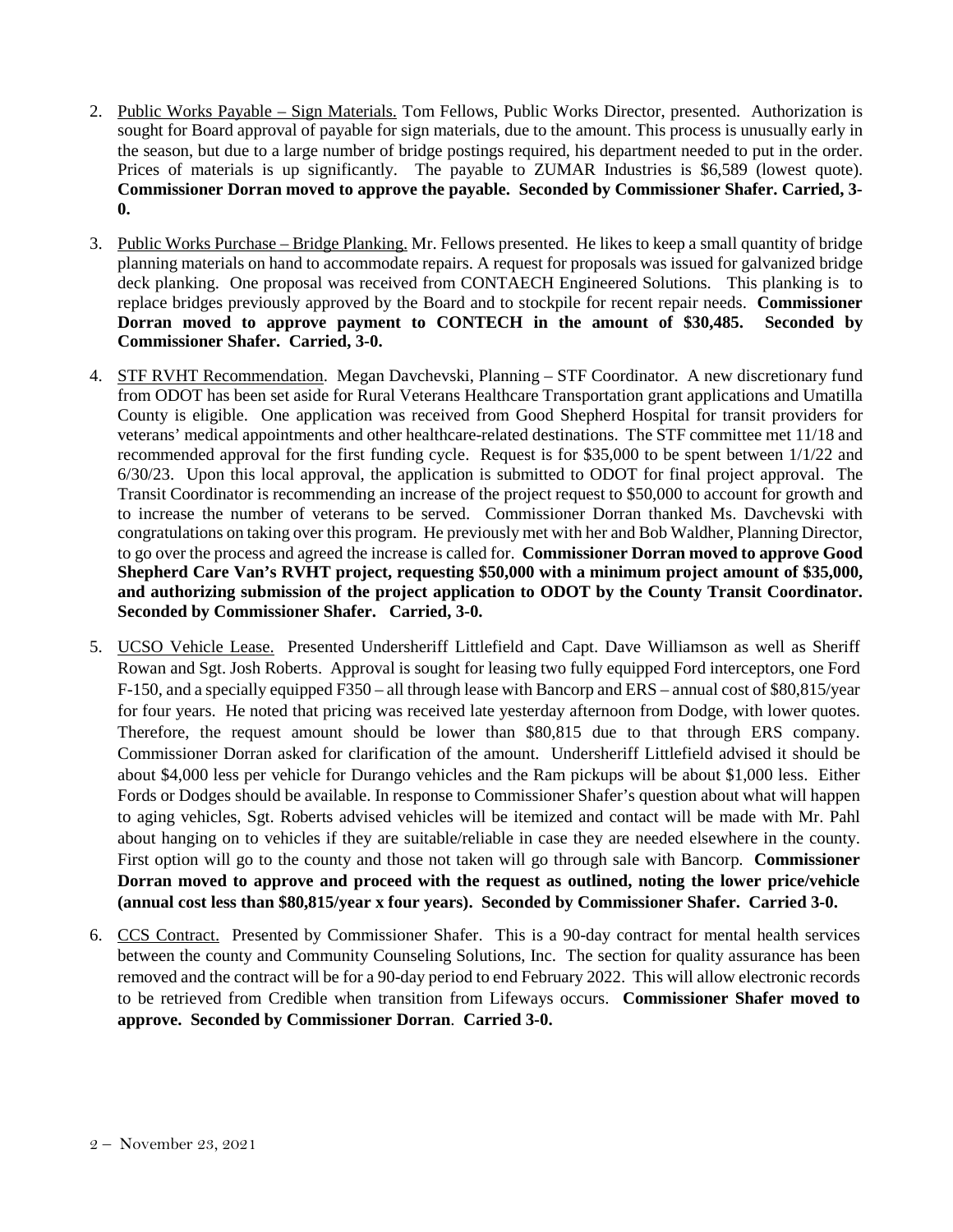2. Public Works Payable – Sign Materials. Tom Fellows, Public Works Director, presented. Authorization is sought for Board approval of payable for sign materials, due to the amount. This process is unusually early in the season, but due to a large number of bridge postings required, his department needed to put in the order. Prices of materials is up significantly. The payable to ZUMAR Industries is $6,589 (lowest quote). **Commissioner Dorran moved to approve the payable. Seconded by Commissioner Shafer. Carried, 3-0.**

3. Public Works Purchase – Bridge Planking. Mr. Fellows presented. He likes to keep a small quantity of bridge planning materials on hand to accommodate repairs. A request for proposals was issued for galvanized bridge deck planking. One proposal was received from CONTAECH Engineered Solutions. This planking is to replace bridges previously approved by the Board and to stockpile for recent repair needs. **Commissioner Dorran moved to approve payment to CONTECH in the amount of $30,485. Seconded by Commissioner Shafer. Carried, 3-0.**

4. STF RVHT Recommendation. Megan Davchevski, Planning – STF Coordinator. A new discretionary fund from ODOT has been set aside for Rural Veterans Healthcare Transportation grant applications and Umatilla County is eligible. One application was received from Good Shepherd Hospital for transit providers for veterans' medical appointments and other healthcare-related destinations. The STF committee met 11/18 and recommended approval for the first funding cycle. Request is for $35,000 to be spent between 1/1/22 and 6/30/23. Upon this local approval, the application is submitted to ODOT for final project approval. The Transit Coordinator is recommending an increase of the project request to $50,000 to account for growth and to increase the number of veterans to be served. Commissioner Dorran thanked Ms. Davchevski with congratulations on taking over this program. He previously met with her and Bob Waldher, Planning Director, to go over the process and agreed the increase is called for. **Commissioner Dorran moved to approve Good Shepherd Care Van's RVHT project, requesting $50,000 with a minimum project amount of $35,000, and authorizing submission of the project application to ODOT by the County Transit Coordinator. Seconded by Commissioner Shafer. Carried, 3-0.**

5. UCSO Vehicle Lease. Presented Undersheriff Littlefield and Capt. Dave Williamson as well as Sheriff Rowan and Sgt. Josh Roberts. Approval is sought for leasing two fully equipped Ford interceptors, one Ford F-150, and a specially equipped F350 – all through lease with Bancorp and ERS – annual cost of $80,815/year for four years. He noted that pricing was received late yesterday afternoon from Dodge, with lower quotes. Therefore, the request amount should be lower than $80,815 due to that through ERS company. Commissioner Dorran asked for clarification of the amount. Undersheriff Littlefield advised it should be about $4,000 less per vehicle for Durango vehicles and the Ram pickups will be about $1,000 less. Either Fords or Dodges should be available. In response to Commissioner Shafer's question about what will happen to aging vehicles, Sgt. Roberts advised vehicles will be itemized and contact will be made with Mr. Pahl about hanging on to vehicles if they are suitable/reliable in case they are needed elsewhere in the county. First option will go to the county and those not taken will go through sale with Bancorp. **Commissioner Dorran moved to approve and proceed with the request as outlined, noting the lower price/vehicle (annual cost less than $80,815/year x four years). Seconded by Commissioner Shafer. Carried 3-0.**

6. CCS Contract. Presented by Commissioner Shafer. This is a 90-day contract for mental health services between the county and Community Counseling Solutions, Inc. The section for quality assurance has been removed and the contract will be for a 90-day period to end February 2022. This will allow electronic records to be retrieved from Credible when transition from Lifeways occurs. **Commissioner Shafer moved to approve. Seconded by Commissioner Dorran. Carried 3-0.**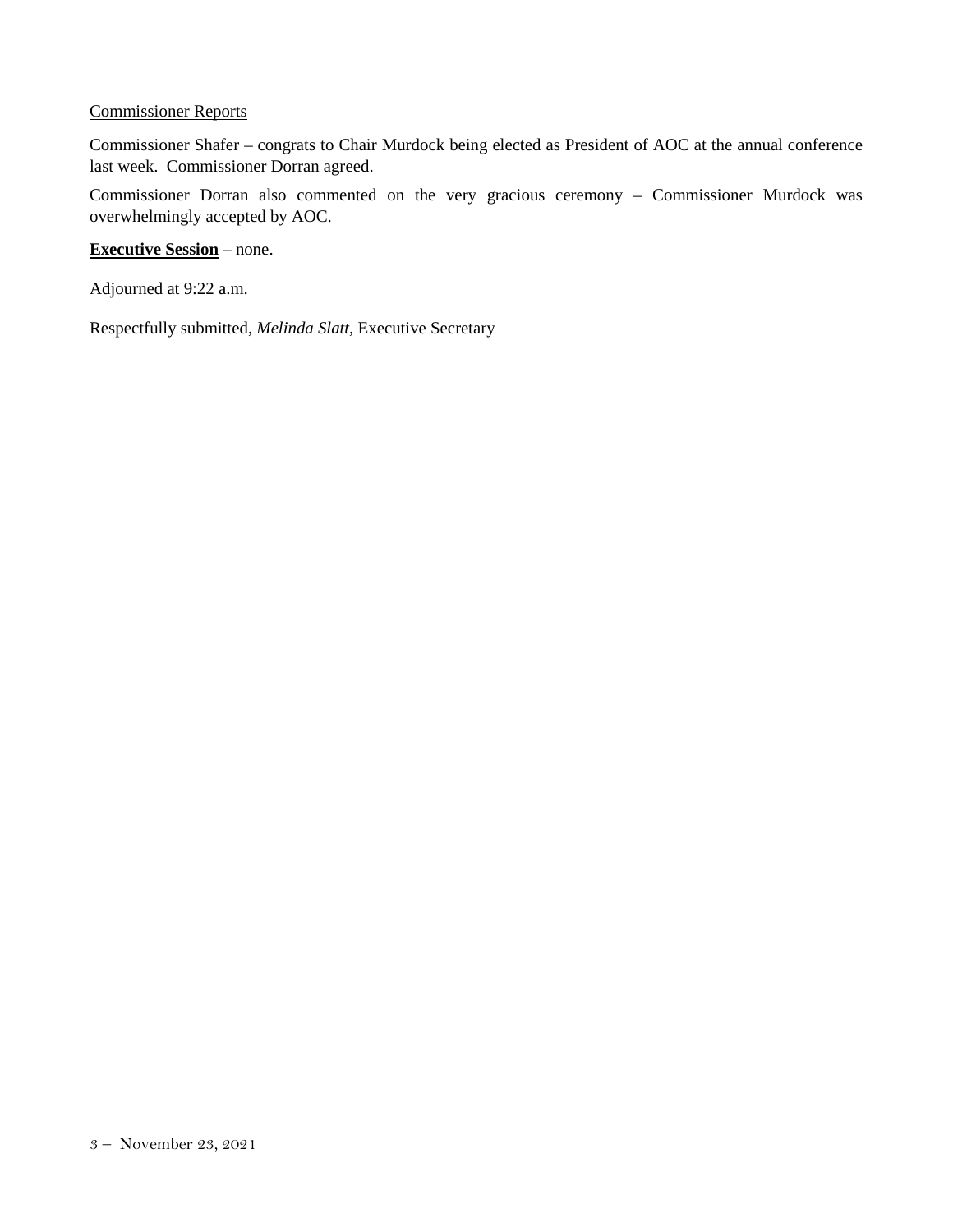Commissioner Reports

Commissioner Shafer – congrats to Chair Murdock being elected as President of AOC at the annual conference last week. Commissioner Dorran agreed.

Commissioner Dorran also commented on the very gracious ceremony – Commissioner Murdock was overwhelmingly accepted by AOC.

**Executive Session** – none.

Adjourned at 9:22 a.m.

Respectfully submitted, *Melinda Slatt*, Executive Secretary